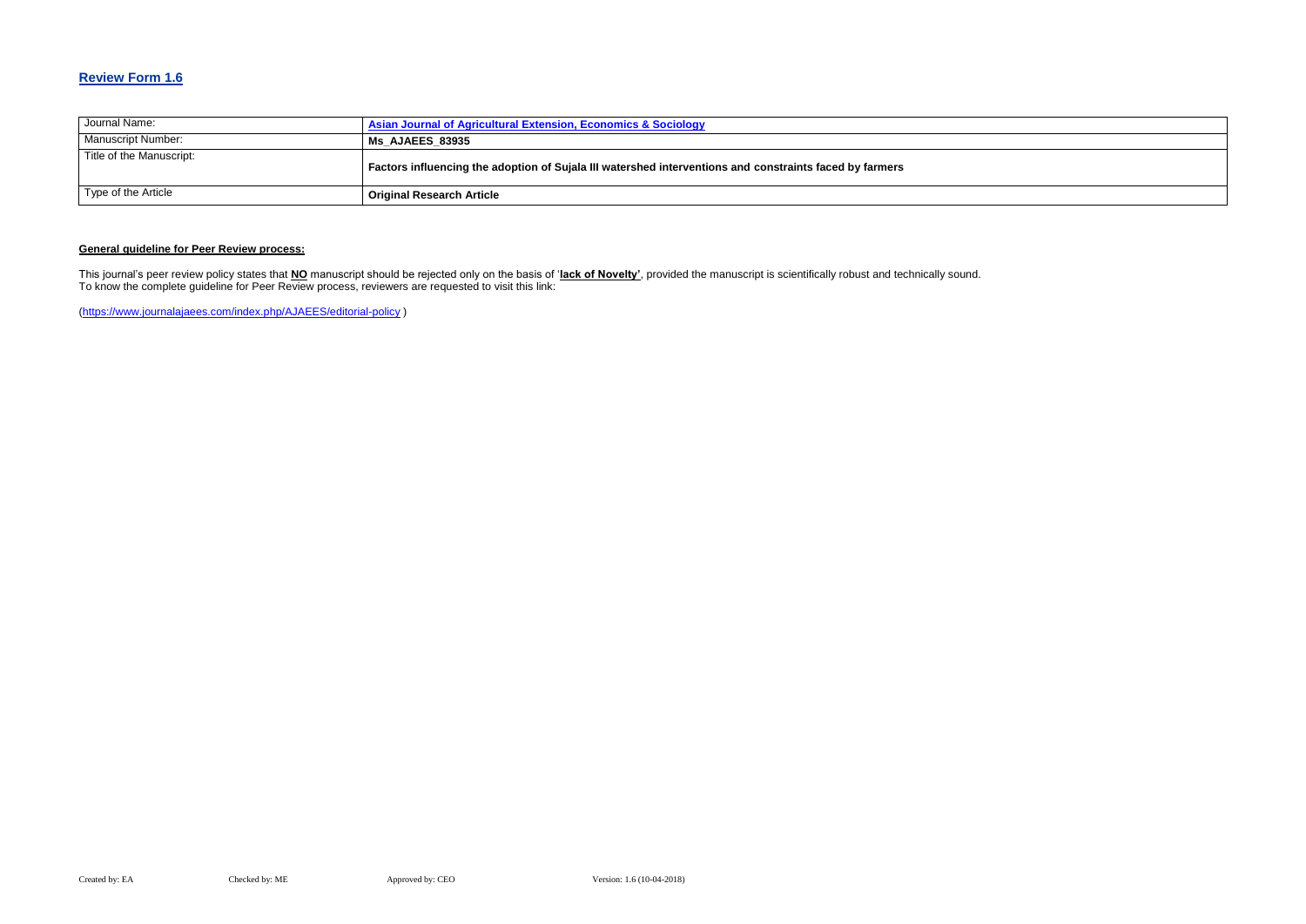## Review Form 1.6

| Journal Name: | Asian Journal of Agricultural Extension, Economics & Sociology |
|---|---|
| Manuscript Number: | **Ms_AJAEES_83935** |
| Title of the Manuscript: | **Factors influencing the adoption of Sujala III watershed interventions and constraints faced by farmers** |
| Type of the Article | **Original Research Article** |

**General guideline for Peer Review process:**

This journal's peer review policy states that **NO** manuscript should be rejected only on the basis of '**lack of Novelty'**, provided the manuscript is scientifically robust and technically sound.
To know the complete guideline for Peer Review process, reviewers are requested to visit this link:

(https://www.journalajaees.com/index.php/AJAEES/editorial-policy )

Created by: EA Checked by: ME Approved by: CEO Version: 1.6 (10-04-2018)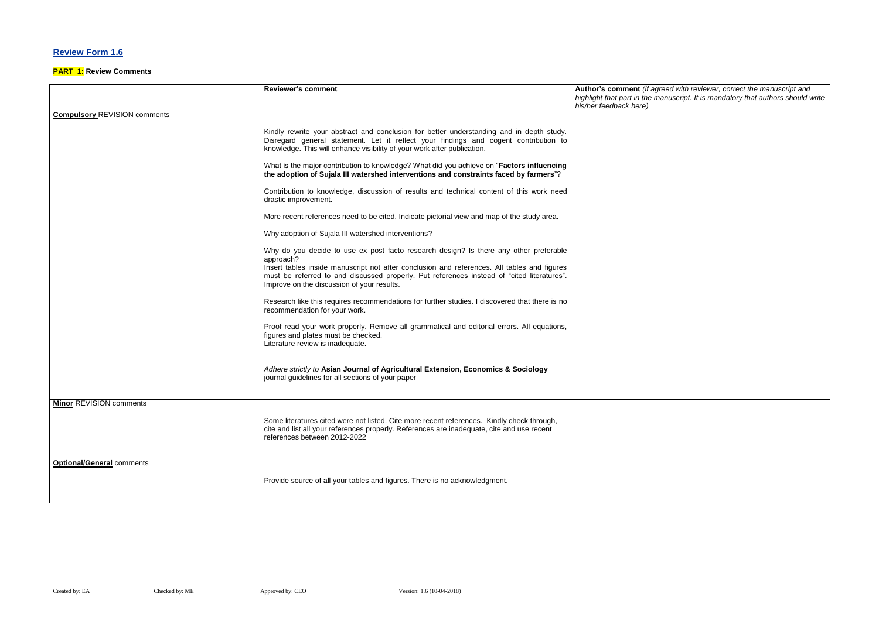## Review Form 1.6

**PART 1:** Review Comments

| | Reviewer's comment | **Author's comment** *(if agreed with reviewer, correct the manuscript and highlight that part in the manuscript. It is mandatory that authors should write his/her feedback here)* |
|---|---|---|
| **Compulsory** REVISION comments | Kindly rewrite your abstract and conclusion for better understanding and in depth study. Disregard general statement. Let it reflect your findings and cogent contribution to knowledge. This will enhance visibility of your work after publication.<br><br>What is the major contribution to knowledge? What did you achieve on "**Factors influencing the adoption of Sujala III watershed interventions and constraints faced by farmers**"?<br><br>Contribution to knowledge, discussion of results and technical content of this work need drastic improvement.<br><br>More recent references need to be cited. Indicate pictorial view and map of the study area.<br><br>Why adoption of Sujala III watershed interventions?<br><br>Why do you decide to use ex post facto research design? Is there any other preferable approach?<br>Insert tables inside manuscript not after conclusion and references. All tables and figures must be referred to and discussed properly. Put references instead of "cited literatures". Improve on the discussion of your results.<br><br>Research like this requires recommendations for further studies. I discovered that there is no recommendation for your work.<br><br>Proof read your work properly. Remove all grammatical and editorial errors. All equations, figures and plates must be checked.<br>Literature review is inadequate.<br><br>*Adhere strictly to* **Asian Journal of Agricultural Extension, Economics & Sociology** journal guidelines for all sections of your paper | |
| **Minor** REVISION comments | Some literatures cited were not listed. Cite more recent references. Kindly check through, cite and list all your references properly. References are inadequate, cite and use recent references between 2012-2022 | |
| **Optional/General** comments | Provide source of all your tables and figures. There is no acknowledgment. | |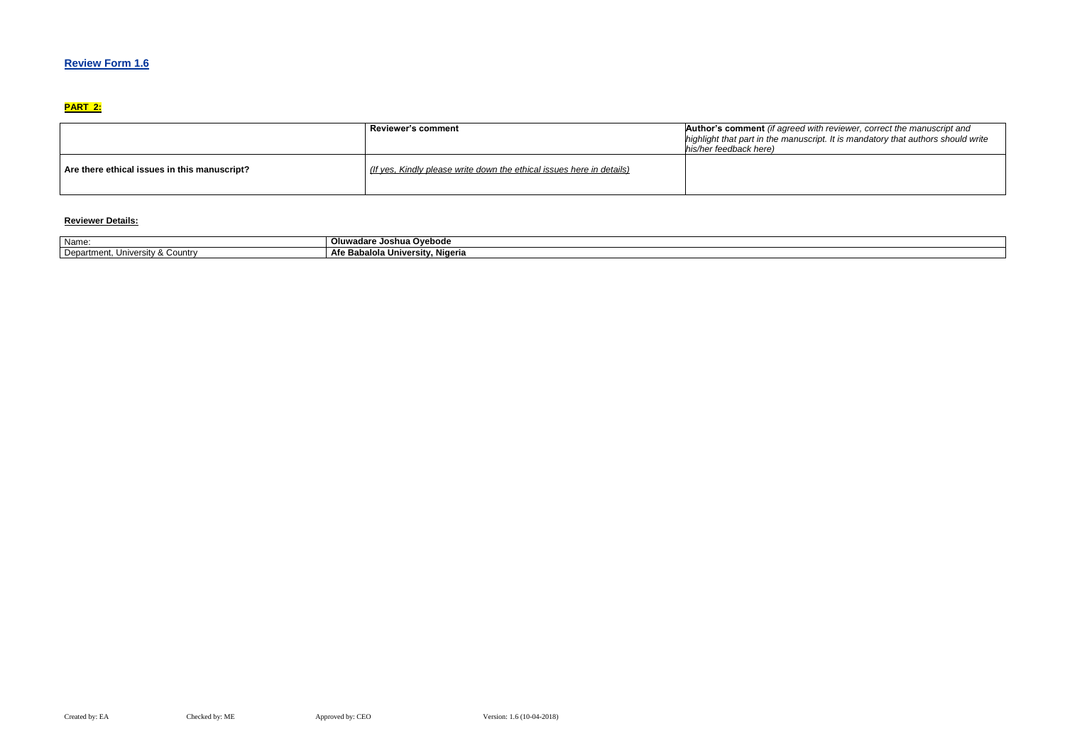**Review Form 1.6**

**PART 2:**

| | **Reviewer's comment** | **Author's comment** *(if agreed with reviewer, correct the manuscript and highlight that part in the manuscript. It is mandatory that authors should write his/her feedback here)* |
|---|---|---|
| **Are there ethical issues in this manuscript?** | *(If yes, Kindly please write down the ethical issues here in details)* | |

**Reviewer Details:**

| | |
|---|---|
| Name: | **Oluwadare Joshua Oyebode** |
| Department, University & Country | **Afe Babalola University, Nigeria** |